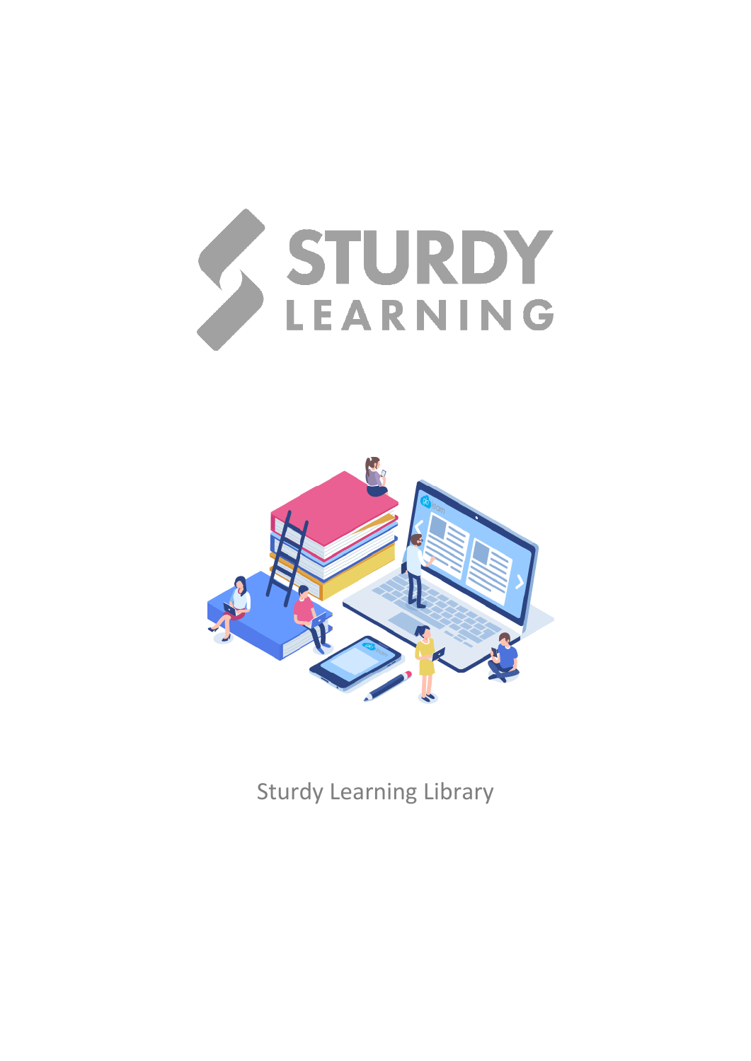# STURDY LEARNING

Sturdy Learning Library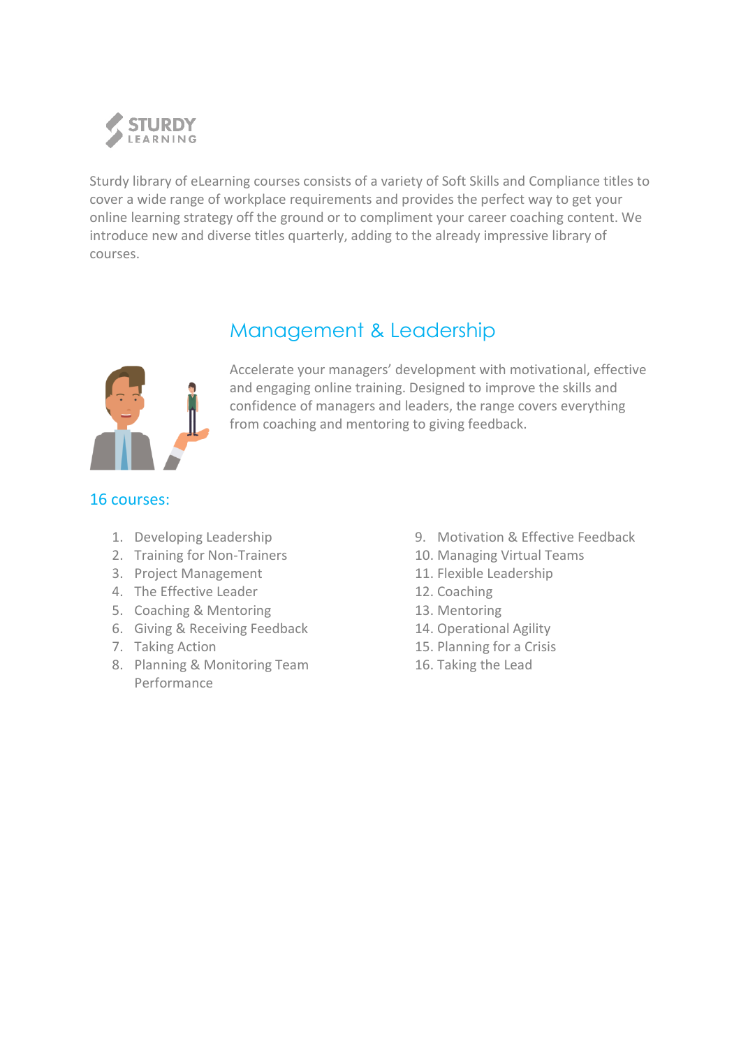STURDY LEARNING

Sturdy library of eLearning courses consists of a variety of Soft Skills and Compliance titles to cover a wide range of workplace requirements and provides the perfect way to get your online learning strategy off the ground or to compliment your career coaching content. We introduce new and diverse titles quarterly, adding to the already impressive library of courses.

## Management & Leadership

Accelerate your managers' development with motivational, effective and engaging online training. Designed to improve the skills and confidence of managers and leaders, the range covers everything from coaching and mentoring to giving feedback.

### 16 courses:

1. Developing Leadership
2. Training for Non-Trainers
3. Project Management
4. The Effective Leader
5. Coaching & Mentoring
6. Giving & Receiving Feedback
7. Taking Action
8. Planning & Monitoring Team Performance
9. Motivation & Effective Feedback
10. Managing Virtual Teams
11. Flexible Leadership
12. Coaching
13. Mentoring
14. Operational Agility
15. Planning for a Crisis
16. Taking the Lead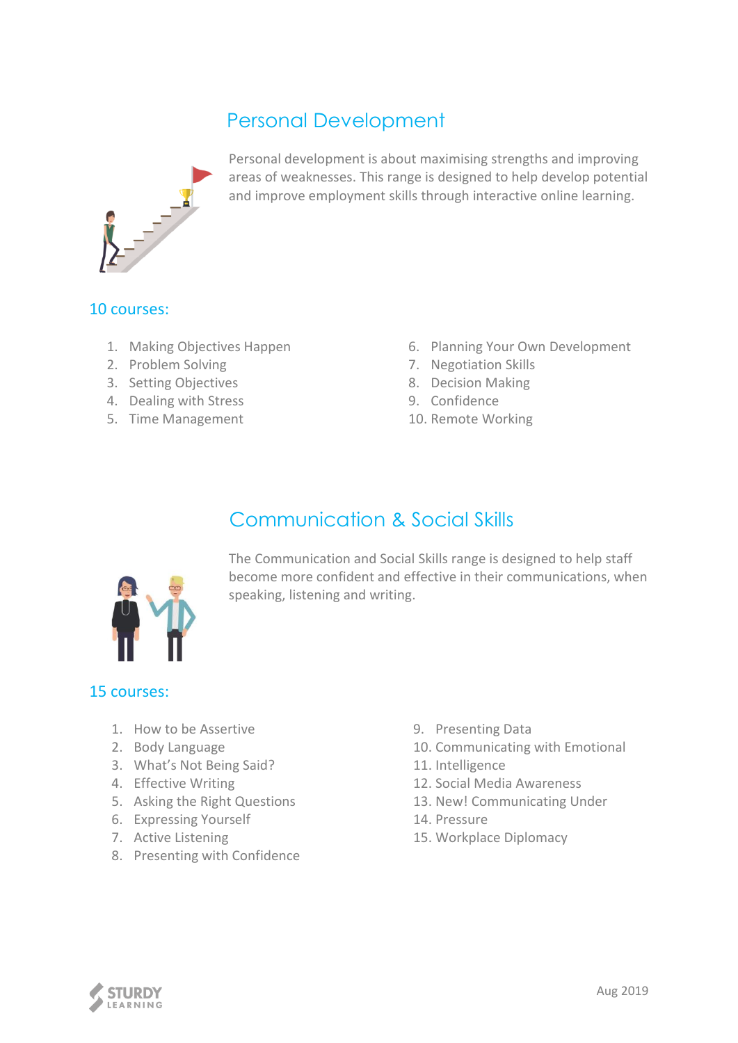## Personal Development

Personal development is about maximising strengths and improving areas of weaknesses. This range is designed to help develop potential and improve employment skills through interactive online learning.

### 10 courses:

1. Making Objectives Happen
2. Problem Solving
3. Setting Objectives
4. Dealing with Stress
5. Time Management
6. Planning Your Own Development
7. Negotiation Skills
8. Decision Making
9. Confidence
10. Remote Working

## Communication & Social Skills

The Communication and Social Skills range is designed to help staff become more confident and effective in their communications, when speaking, listening and writing.

### 15 courses:

1. How to be Assertive
2. Body Language
3. What's Not Being Said?
4. Effective Writing
5. Asking the Right Questions
6. Expressing Yourself
7. Active Listening
8. Presenting with Confidence
9. Presenting Data
10. Communicating with Emotional
11. Intelligence
12. Social Media Awareness
13. New! Communicating Under
14. Pressure
15. Workplace Diplomacy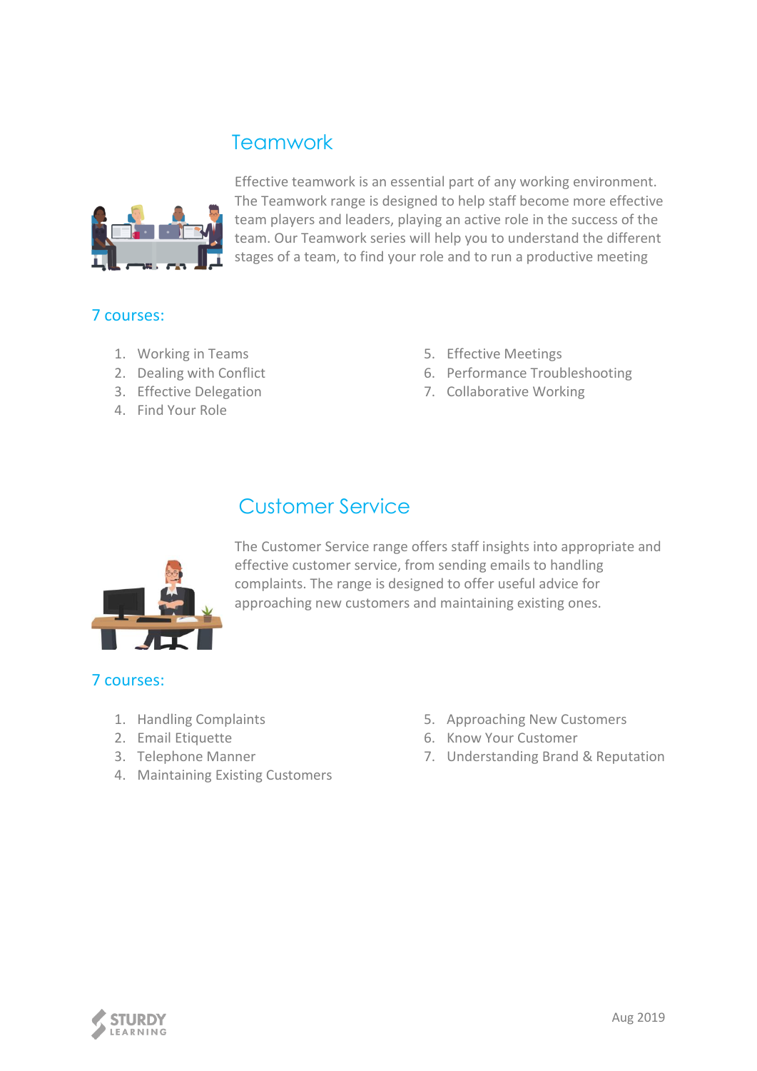## Teamwork

Effective teamwork is an essential part of any working environment. The Teamwork range is designed to help staff become more effective team players and leaders, playing an active role in the success of the team. Our Teamwork series will help you to understand the different stages of a team, to find your role and to run a productive meeting

### 7 courses:

1. Working in Teams
2. Dealing with Conflict
3. Effective Delegation
4. Find Your Role
5. Effective Meetings
6. Performance Troubleshooting
7. Collaborative Working

## Customer Service

The Customer Service range offers staff insights into appropriate and effective customer service, from sending emails to handling complaints. The range is designed to offer useful advice for approaching new customers and maintaining existing ones.

### 7 courses:

1. Handling Complaints
2. Email Etiquette
3. Telephone Manner
4. Maintaining Existing Customers
5. Approaching New Customers
6. Know Your Customer
7. Understanding Brand & Reputation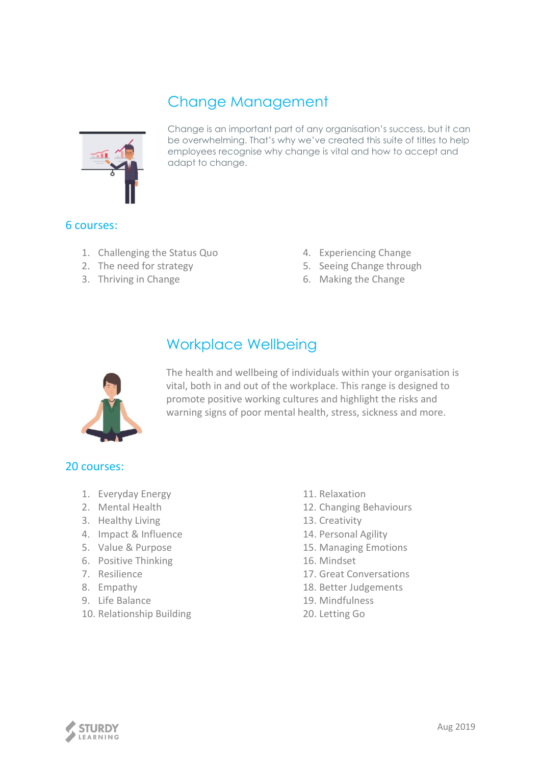## Change Management

Change is an important part of any organisation's success, but it can be overwhelming. That's why we've created this suite of titles to help employees recognise why change is vital and how to accept and adapt to change.

### 6 courses:

1. Challenging the Status Quo
2. The need for strategy
3. Thriving in Change
4. Experiencing Change
5. Seeing Change through
6. Making the Change

## Workplace Wellbeing

The health and wellbeing of individuals within your organisation is vital, both in and out of the workplace. This range is designed to promote positive working cultures and highlight the risks and warning signs of poor mental health, stress, sickness and more.

### 20 courses:

1. Everyday Energy
2. Mental Health
3. Healthy Living
4. Impact & Influence
5. Value & Purpose
6. Positive Thinking
7. Resilience
8. Empathy
9. Life Balance
10. Relationship Building
11. Relaxation
12. Changing Behaviours
13. Creativity
14. Personal Agility
15. Managing Emotions
16. Mindset
17. Great Conversations
18. Better Judgements
19. Mindfulness
20. Letting Go

STURDY LEARNING

Aug 2019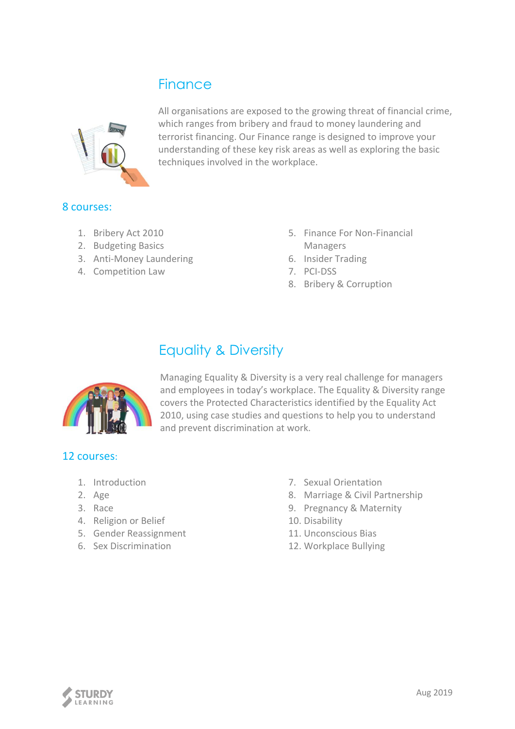## Finance

All organisations are exposed to the growing threat of financial crime, which ranges from bribery and fraud to money laundering and terrorist financing. Our Finance range is designed to improve your understanding of these key risk areas as well as exploring the basic techniques involved in the workplace.

### 8 courses:

1. Bribery Act 2010
2. Budgeting Basics
3. Anti-Money Laundering
4. Competition Law
5. Finance For Non-Financial Managers
6. Insider Trading
7. PCI-DSS
8. Bribery & Corruption

## Equality & Diversity

Managing Equality & Diversity is a very real challenge for managers and employees in today's workplace. The Equality & Diversity range covers the Protected Characteristics identified by the Equality Act 2010, using case studies and questions to help you to understand and prevent discrimination at work.

### 12 courses:

1. Introduction
2. Age
3. Race
4. Religion or Belief
5. Gender Reassignment
6. Sex Discrimination
7. Sexual Orientation
8. Marriage & Civil Partnership
9. Pregnancy & Maternity
10. Disability
11. Unconscious Bias
12. Workplace Bullying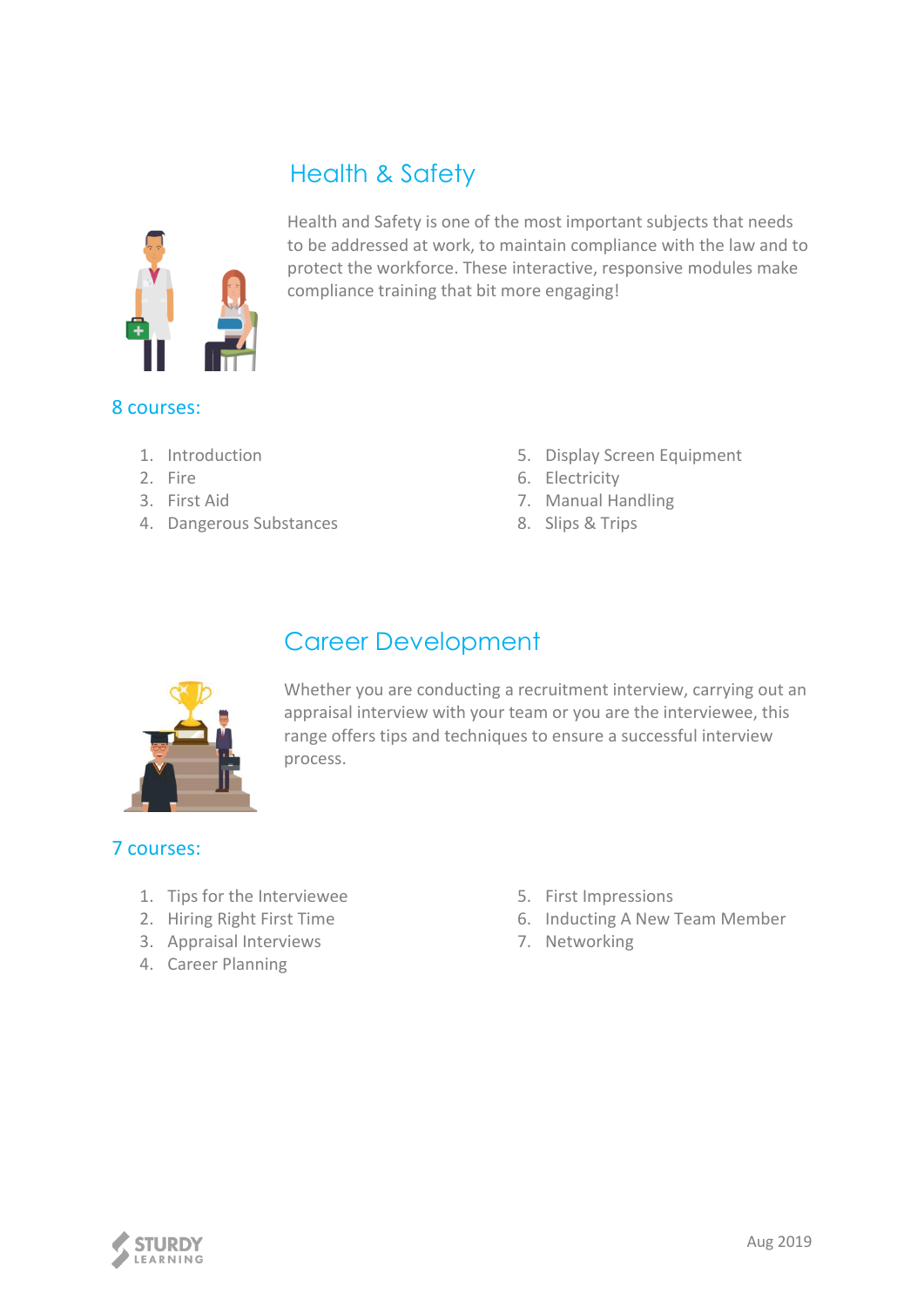## Health & Safety

Health and Safety is one of the most important subjects that needs to be addressed at work, to maintain compliance with the law and to protect the workforce. These interactive, responsive modules make compliance training that bit more engaging!

### 8 courses:

1. Introduction
2. Fire
3. First Aid
4. Dangerous Substances
5. Display Screen Equipment
6. Electricity
7. Manual Handling
8. Slips & Trips

## Career Development

Whether you are conducting a recruitment interview, carrying out an appraisal interview with your team or you are the interviewee, this range offers tips and techniques to ensure a successful interview process.

### 7 courses:

1. Tips for the Interviewee
2. Hiring Right First Time
3. Appraisal Interviews
4. Career Planning
5. First Impressions
6. Inducting A New Team Member
7. Networking

Aug 2019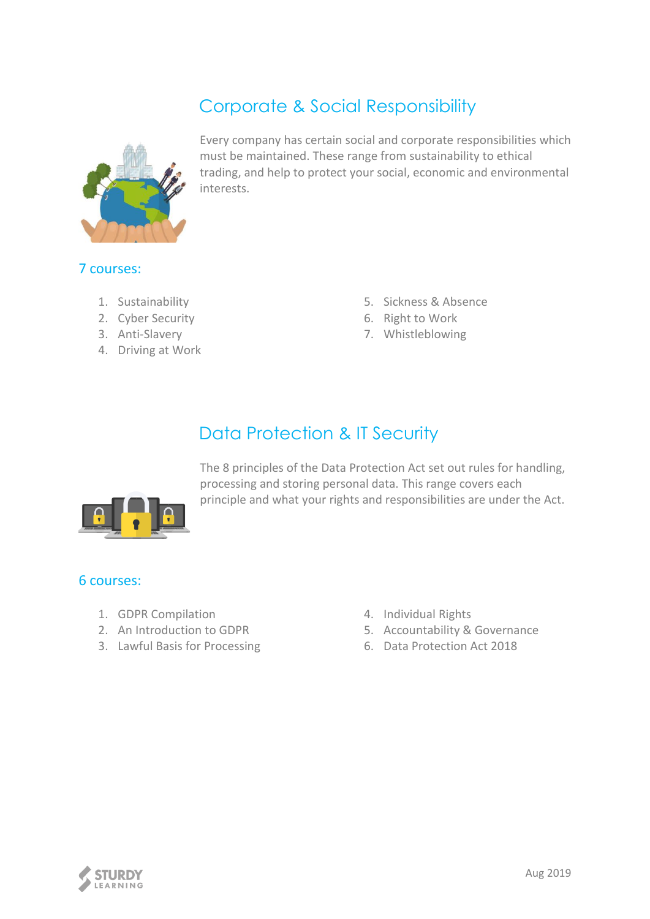## Corporate & Social Responsibility

Every company has certain social and corporate responsibilities which must be maintained. These range from sustainability to ethical trading, and help to protect your social, economic and environmental interests.

### 7 courses:

1. Sustainability
2. Cyber Security
3. Anti-Slavery
4. Driving at Work
5. Sickness & Absence
6. Right to Work
7. Whistleblowing

## Data Protection & IT Security

The 8 principles of the Data Protection Act set out rules for handling, processing and storing personal data. This range covers each principle and what your rights and responsibilities are under the Act.

### 6 courses:

1. GDPR Compilation
2. An Introduction to GDPR
3. Lawful Basis for Processing
4. Individual Rights
5. Accountability & Governance
6. Data Protection Act 2018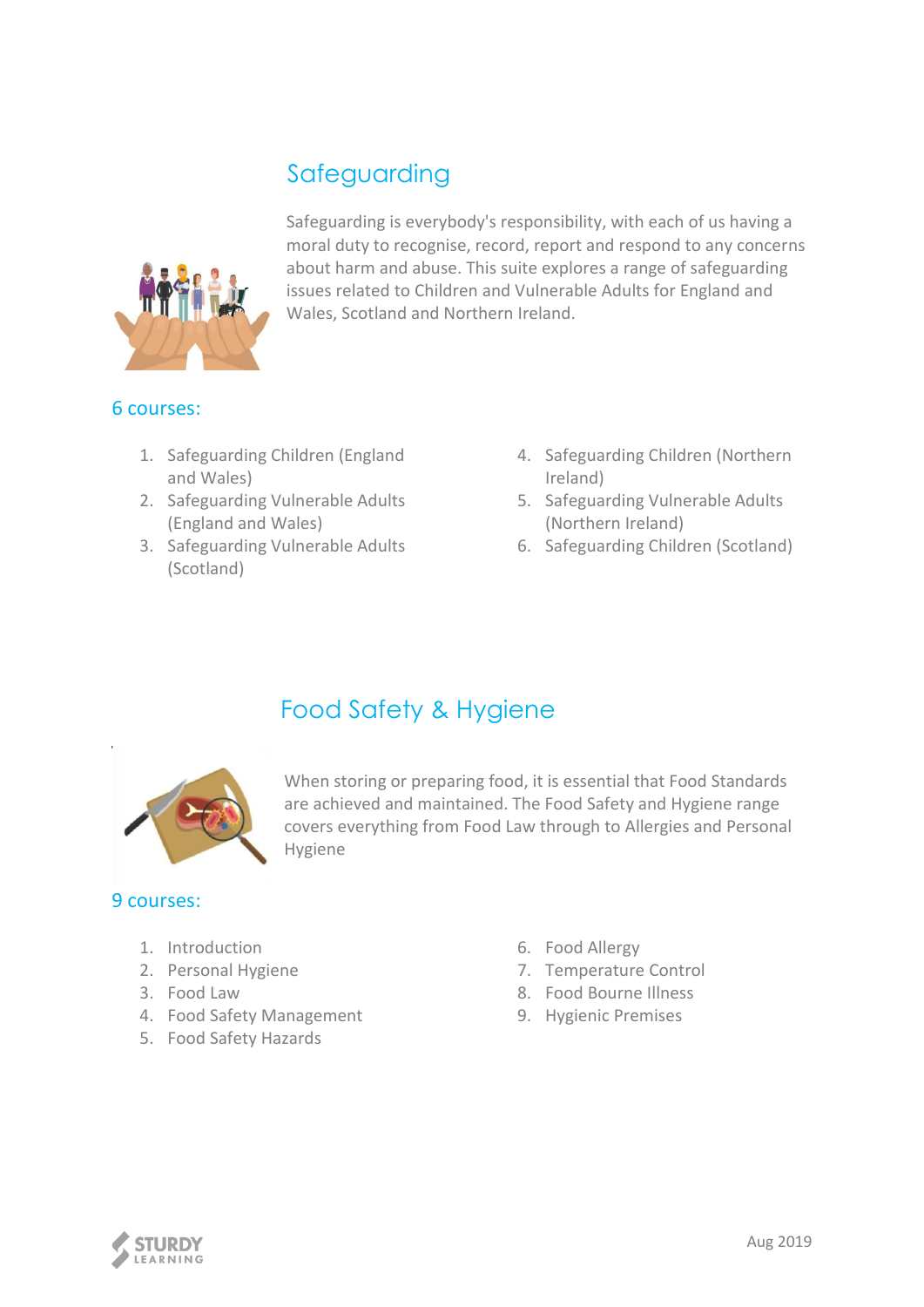## Safeguarding

Safeguarding is everybody's responsibility, with each of us having a moral duty to recognise, record, report and respond to any concerns about harm and abuse. This suite explores a range of safeguarding issues related to Children and Vulnerable Adults for England and Wales, Scotland and Northern Ireland.

### 6 courses:

1. Safeguarding Children (England and Wales)
2. Safeguarding Vulnerable Adults (England and Wales)
3. Safeguarding Vulnerable Adults (Scotland)
4. Safeguarding Children (Northern Ireland)
5. Safeguarding Vulnerable Adults (Northern Ireland)
6. Safeguarding Children (Scotland)

## Food Safety & Hygiene

When storing or preparing food, it is essential that Food Standards are achieved and maintained. The Food Safety and Hygiene range covers everything from Food Law through to Allergies and Personal Hygiene

### 9 courses:

1. Introduction
2. Personal Hygiene
3. Food Law
4. Food Safety Management
5. Food Safety Hazards
6. Food Allergy
7. Temperature Control
8. Food Bourne Illness
9. Hygienic Premises

STURDY LEARNING

Aug 2019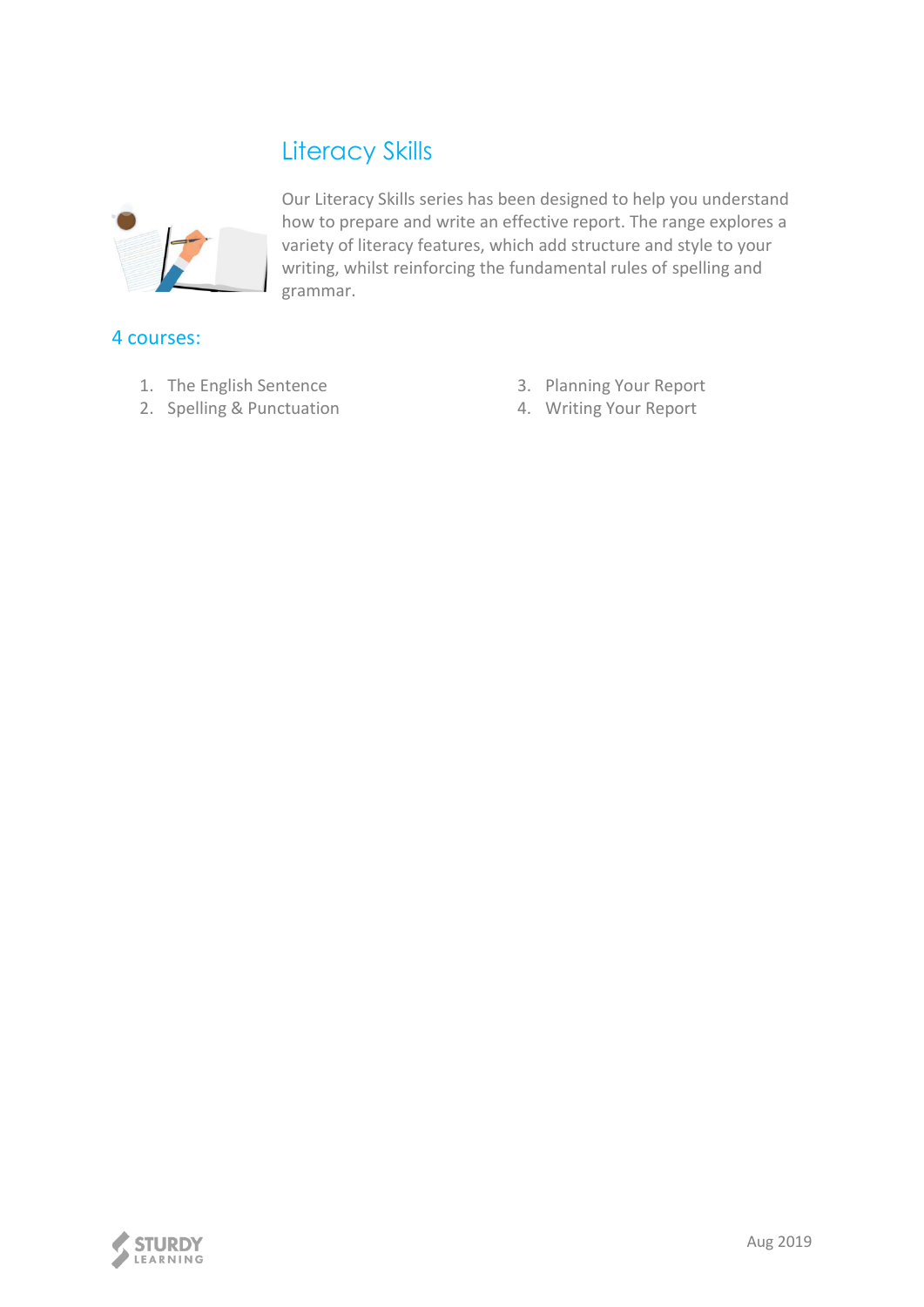## Literacy Skills

Our Literacy Skills series has been designed to help you understand how to prepare and write an effective report. The range explores a variety of literacy features, which add structure and style to your writing, whilst reinforcing the fundamental rules of spelling and grammar.

### 4 courses:

1. The English Sentence
2. Spelling & Punctuation
3. Planning Your Report
4. Writing Your Report

Aug 2019